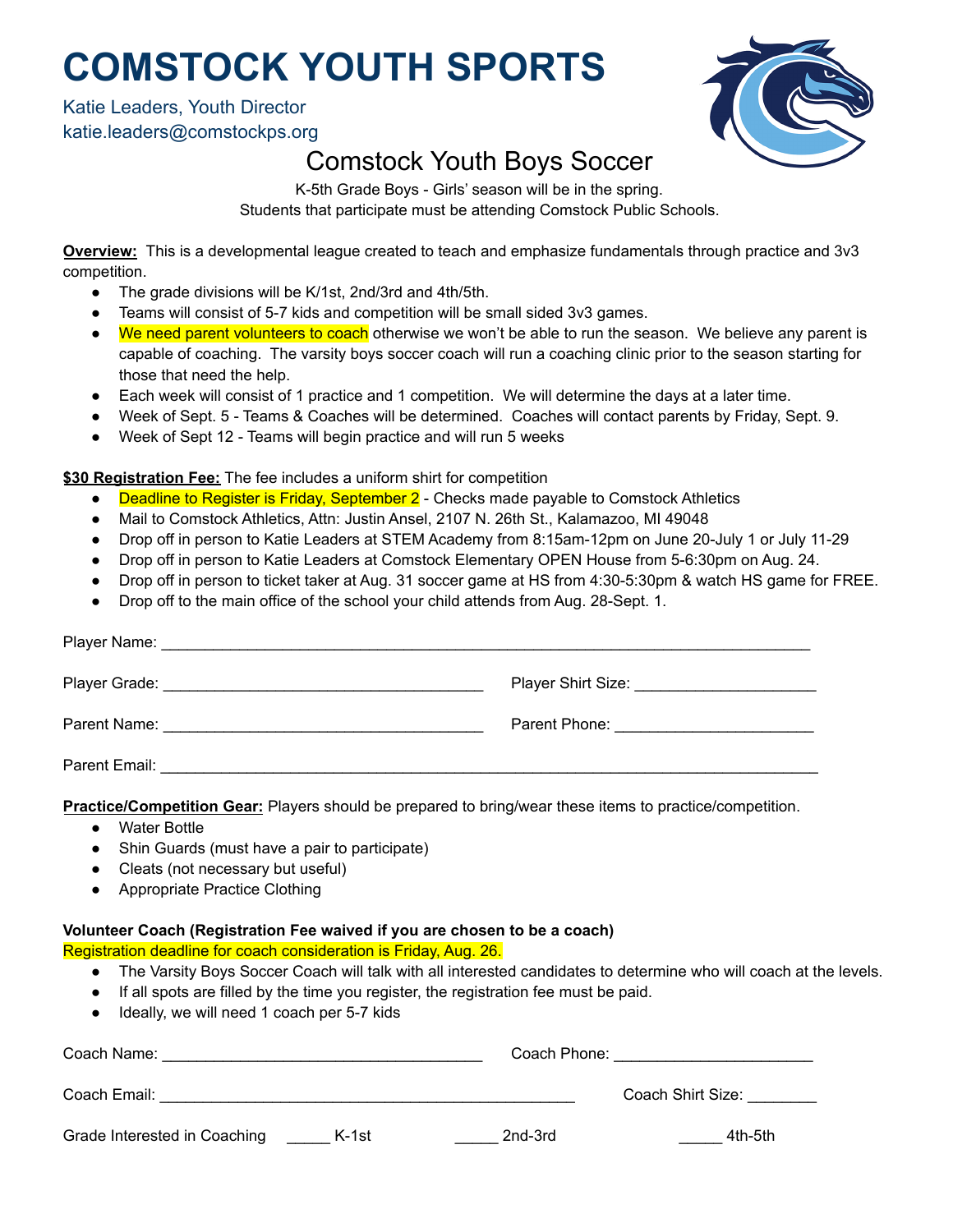# COMSTOCK YOUTH SPORTS

Katie Leaders, Youth Director
katie.leaders@comstockps.org

## Comstock Youth Boys Soccer

K-5th Grade Boys - Girls' season will be in the spring.
Students that participate must be attending Comstock Public Schools.

**Overview:** This is a developmental league created to teach and emphasize fundamentals through practice and 3v3 competition.

- The grade divisions will be K/1st, 2nd/3rd and 4th/5th.
- Teams will consist of 5-7 kids and competition will be small sided 3v3 games.
- We need parent volunteers to coach otherwise we won't be able to run the season. We believe any parent is capable of coaching. The varsity boys soccer coach will run a coaching clinic prior to the season starting for those that need the help.
- Each week will consist of 1 practice and 1 competition. We will determine the days at a later time.
- Week of Sept. 5 - Teams & Coaches will be determined. Coaches will contact parents by Friday, Sept. 9.
- Week of Sept 12 - Teams will begin practice and will run 5 weeks

**$30 Registration Fee:** The fee includes a uniform shirt for competition

- Deadline to Register is Friday, September 2 - Checks made payable to Comstock Athletics
- Mail to Comstock Athletics, Attn: Justin Ansel, 2107 N. 26th St., Kalamazoo, MI 49048
- Drop off in person to Katie Leaders at STEM Academy from 8:15am-12pm on June 20-July 1 or July 11-29
- Drop off in person to Katie Leaders at Comstock Elementary OPEN House from 5-6:30pm on Aug. 24.
- Drop off in person to ticket taker at Aug. 31 soccer game at HS from 4:30-5:30pm & watch HS game for FREE.
- Drop off to the main office of the school your child attends from Aug. 28-Sept. 1.

Player Name: ______________________________________________

Player Grade: ______________________ Player Shirt Size: ______________

Parent Name: ______________________ Parent Phone: ______________

Parent Email: ______________________________________________

**Practice/Competition Gear:** Players should be prepared to bring/wear these items to practice/competition.

- Water Bottle
- Shin Guards (must have a pair to participate)
- Cleats (not necessary but useful)
- Appropriate Practice Clothing

**Volunteer Coach (Registration Fee waived if you are chosen to be a coach)**

Registration deadline for coach consideration is Friday, Aug. 26.

- The Varsity Boys Soccer Coach will talk with all interested candidates to determine who will coach at the levels.
- If all spots are filled by the time you register, the registration fee must be paid.
- Ideally, we will need 1 coach per 5-7 kids

Coach Name: ______________________ Coach Phone: ______________

Coach Email: ______________________________ Coach Shirt Size: ________

Grade Interested in Coaching _____ K-1st _____ 2nd-3rd _____ 4th-5th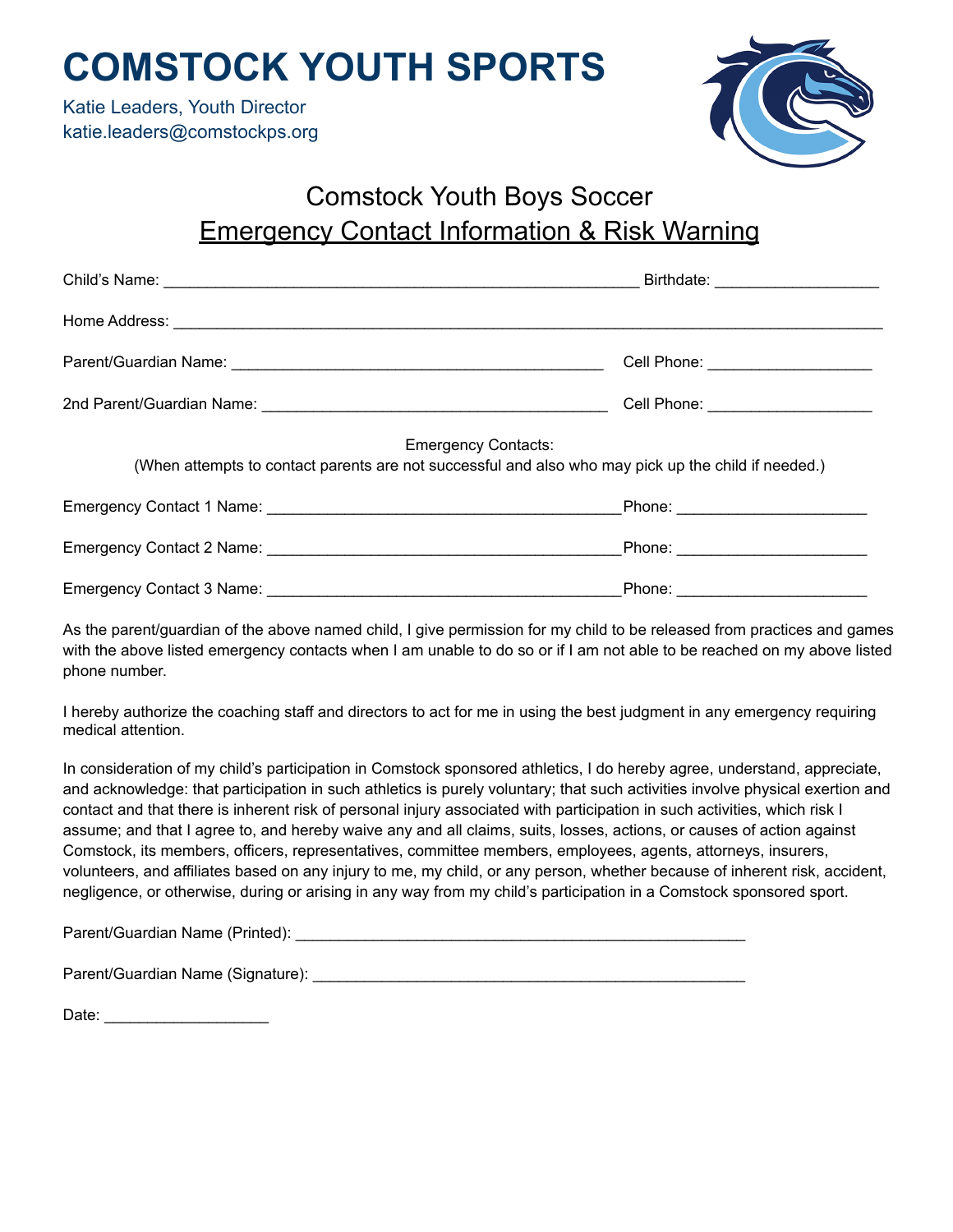# COMSTOCK YOUTH SPORTS

Katie Leaders, Youth Director
katie.leaders@comstockps.org

## Comstock Youth Boys Soccer

## Emergency Contact Information & Risk Warning

Child's Name: ______________________________________________________ Birthdate: __________________

Home Address: ______________________________________________________________________________

Parent/Guardian Name: __________________________________________ Cell Phone: __________________

2nd Parent/Guardian Name: ______________________________________ Cell Phone: __________________

Emergency Contacts:
(When attempts to contact parents are not successful and also who may pick up the child if needed.)

Emergency Contact 1 Name: ________________________________________Phone: _____________________

Emergency Contact 2 Name: ________________________________________Phone: _____________________

Emergency Contact 3 Name: ________________________________________Phone: _____________________

As the parent/guardian of the above named child, I give permission for my child to be released from practices and games with the above listed emergency contacts when I am unable to do so or if I am not able to be reached on my above listed phone number.

I hereby authorize the coaching staff and directors to act for me in using the best judgment in any emergency requiring medical attention.

In consideration of my child's participation in Comstock sponsored athletics, I do hereby agree, understand, appreciate, and acknowledge: that participation in such athletics is purely voluntary; that such activities involve physical exertion and contact and that there is inherent risk of personal injury associated with participation in such activities, which risk I assume; and that I agree to, and hereby waive any and all claims, suits, losses, actions, or causes of action against Comstock, its members, officers, representatives, committee members, employees, agents, attorneys, insurers, volunteers, and affiliates based on any injury to me, my child, or any person, whether because of inherent risk, accident, negligence, or otherwise, during or arising in any way from my child's participation in a Comstock sponsored sport.

Parent/Guardian Name (Printed): ____________________________________________________

Parent/Guardian Name (Signature): __________________________________________________

Date: ___________________